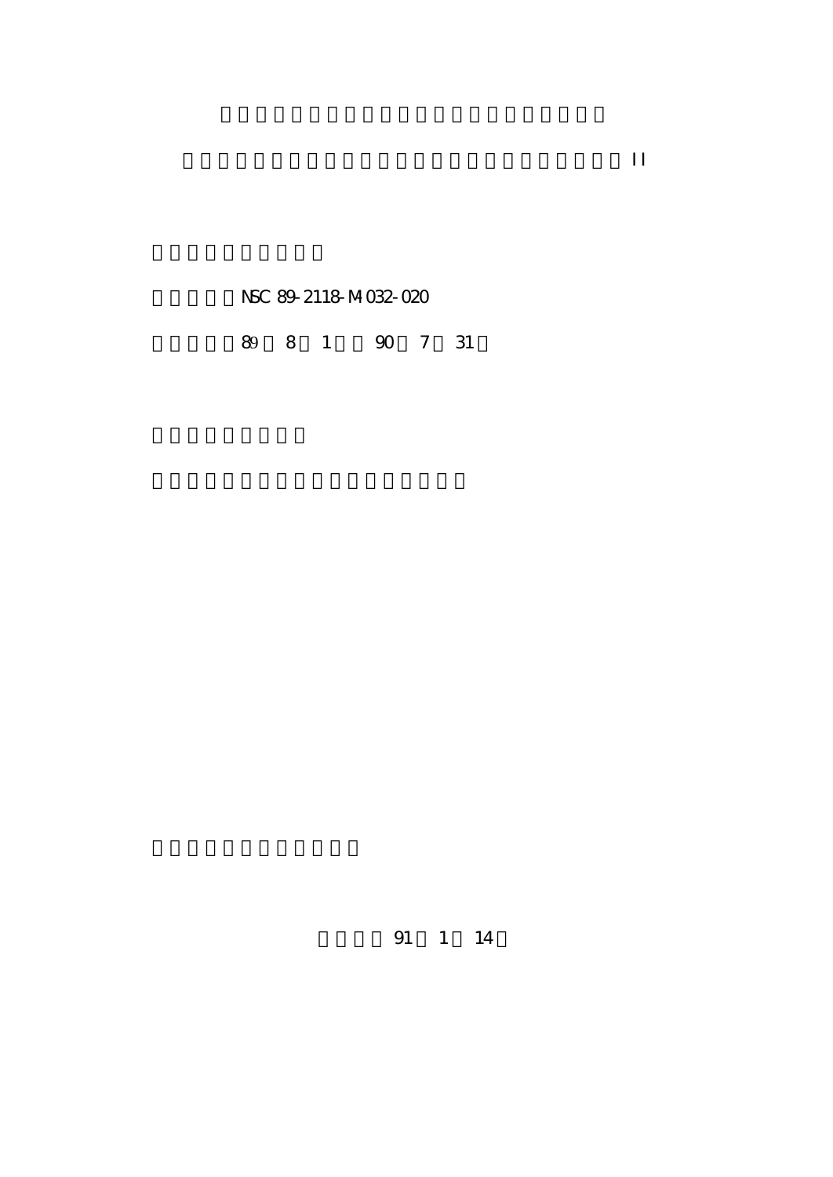II

NSC 89-2118-M032-020

89 8 1 90 7 31

91 1 14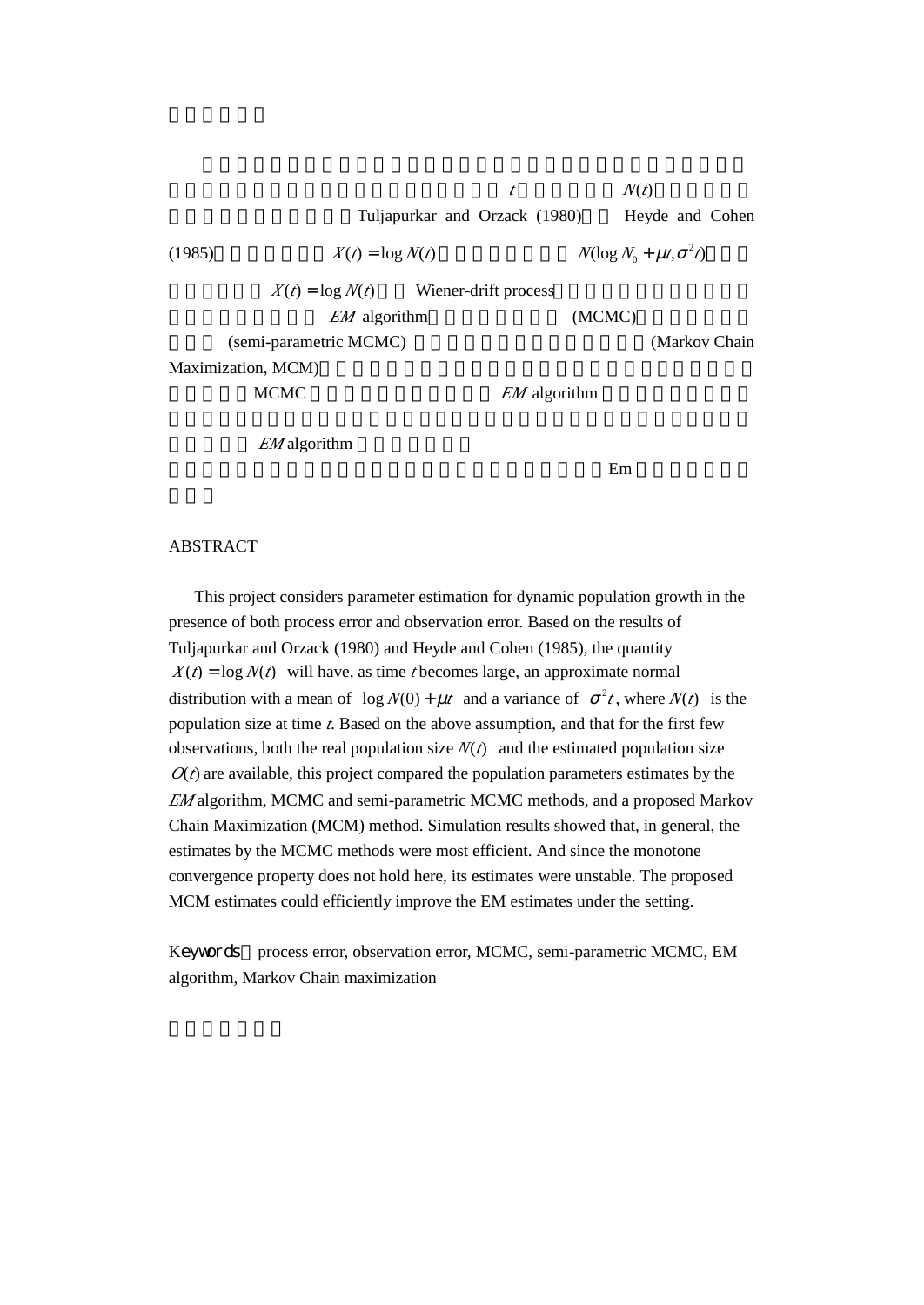$t$ $N(t)$

Tuljapurkar and Orzack (1980) Heyde and Cohen (1985) $X(t) = \log N(t)$ $N(\log N_0 + \mu t, \sigma^2 t)$

$X(t) = \log N(t)$ Wiener-drift process

*EM* algorithm (MCMC)

(semi-parametric MCMC) (Markov Chain Maximization, MCM)

MCMC *EM* algorithm

*EM* algorithm

Em

## ABSTRACT

This project considers parameter estimation for dynamic population growth in the presence of both process error and observation error. Based on the results of Tuljapurkar and Orzack (1980) and Heyde and Cohen (1985), the quantity $X(t) = \log N(t)$ will have, as time $t$ becomes large, an approximate normal distribution with a mean of $\log N(0) + \mu t$ and a variance of $\sigma^2 t$, where $N(t)$ is the population size at time $t$. Based on the above assumption, and that for the first few observations, both the real population size $N(t)$ and the estimated population size $O(t)$ are available, this project compared the population parameters estimates by the *EM* algorithm, MCMC and semi-parametric MCMC methods, and a proposed Markov Chain Maximization (MCM) method. Simulation results showed that, in general, the estimates by the MCMC methods were most efficient. And since the monotone convergence property does not hold here, its estimates were unstable. The proposed MCM estimates could efficiently improve the EM estimates under the setting.

Keywords: process error, observation error, MCMC, semi-parametric MCMC, EM algorithm, Markov Chain maximization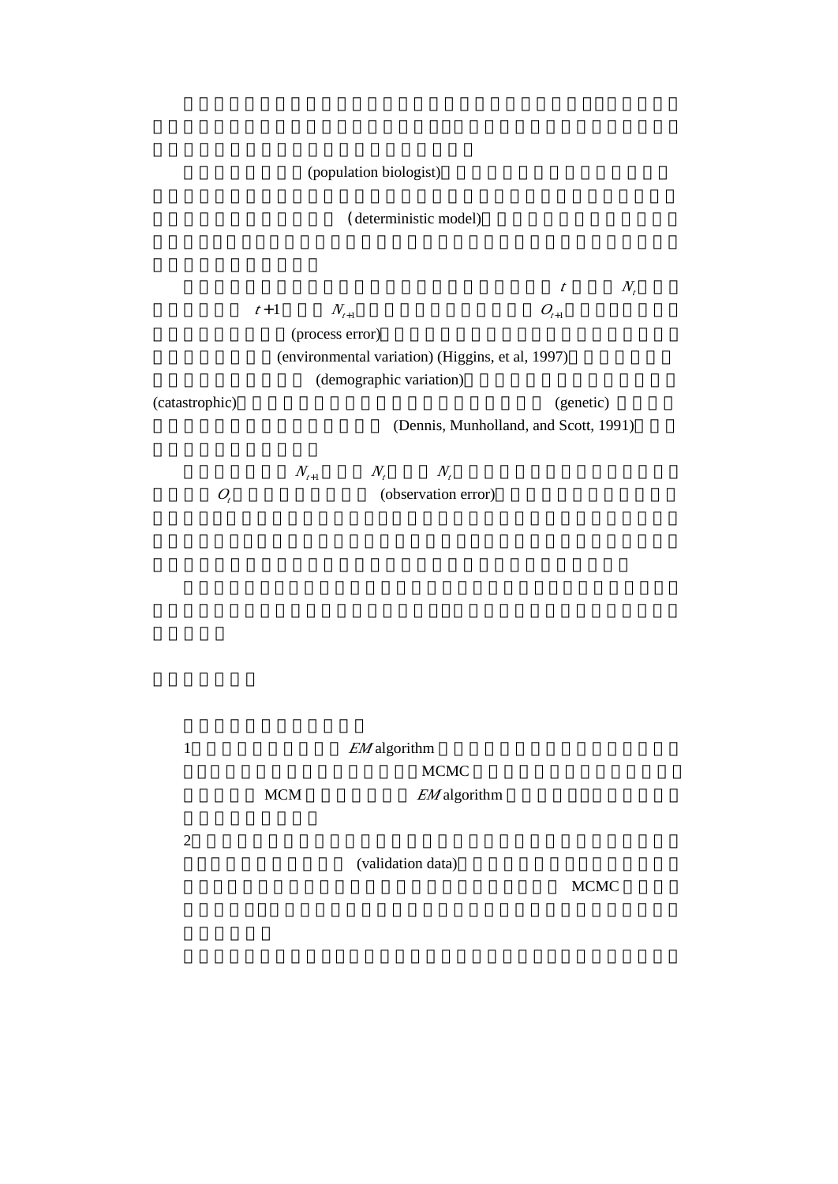(population biologist)

(deterministic model)

$t$ $N_t$

$t+1$ $N_{t+1}$ $O_{t+1}$

(process error)

(environmental variation) (Higgins, et al, 1997)

(demographic variation)

(catastrophic) (genetic)

(Dennis, Munholland, and Scott, 1991)

$N_{t+1}$ $N_t$ $N_t$

$O_t$ (observation error)

1 $EM$ algorithm

MCMC

MCM $EM$ algorithm

2

(validation data)

MCMC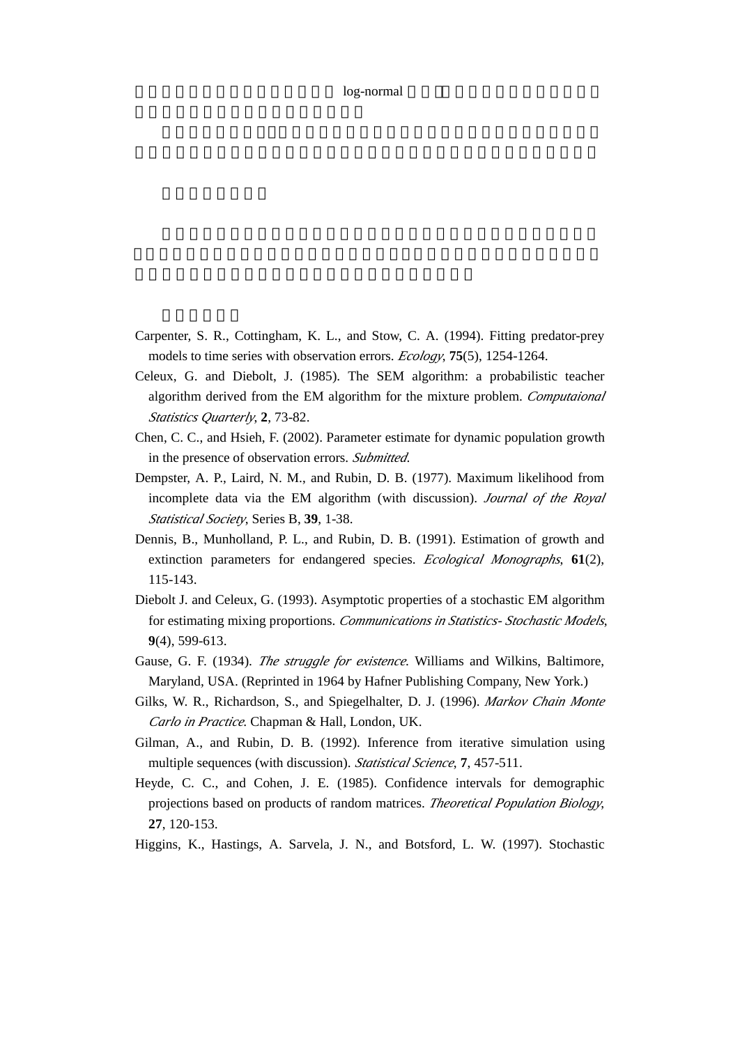log-normal

Carpenter, S. R., Cottingham, K. L., and Stow, C. A. (1994). Fitting predator-prey models to time series with observation errors. *Ecology*, **75**(5), 1254-1264.

Celeux, G. and Diebolt, J. (1985). The SEM algorithm: a probabilistic teacher algorithm derived from the EM algorithm for the mixture problem. *Computaional Statistics Quarterly*, **2**, 73-82.

Chen, C. C., and Hsieh, F. (2002). Parameter estimate for dynamic population growth in the presence of observation errors. *Submitted*.

Dempster, A. P., Laird, N. M., and Rubin, D. B. (1977). Maximum likelihood from incomplete data via the EM algorithm (with discussion). *Journal of the Royal Statistical Society*, Series B, **39**, 1-38.

Dennis, B., Munholland, P. L., and Rubin, D. B. (1991). Estimation of growth and extinction parameters for endangered species. *Ecological Monographs*, **61**(2), 115-143.

Diebolt J. and Celeux, G. (1993). Asymptotic properties of a stochastic EM algorithm for estimating mixing proportions. *Communications in Statistics- Stochastic Models*, **9**(4), 599-613.

Gause, G. F. (1934). *The struggle for existence*. Williams and Wilkins, Baltimore, Maryland, USA. (Reprinted in 1964 by Hafner Publishing Company, New York.)

Gilks, W. R., Richardson, S., and Spiegelhalter, D. J. (1996). *Markov Chain Monte Carlo in Practice*. Chapman & Hall, London, UK.

Gilman, A., and Rubin, D. B. (1992). Inference from iterative simulation using multiple sequences (with discussion). *Statistical Science*, **7**, 457-511.

Heyde, C. C., and Cohen, J. E. (1985). Confidence intervals for demographic projections based on products of random matrices. *Theoretical Population Biology*, **27**, 120-153.

Higgins, K., Hastings, A. Sarvela, J. N., and Botsford, L. W. (1997). Stochastic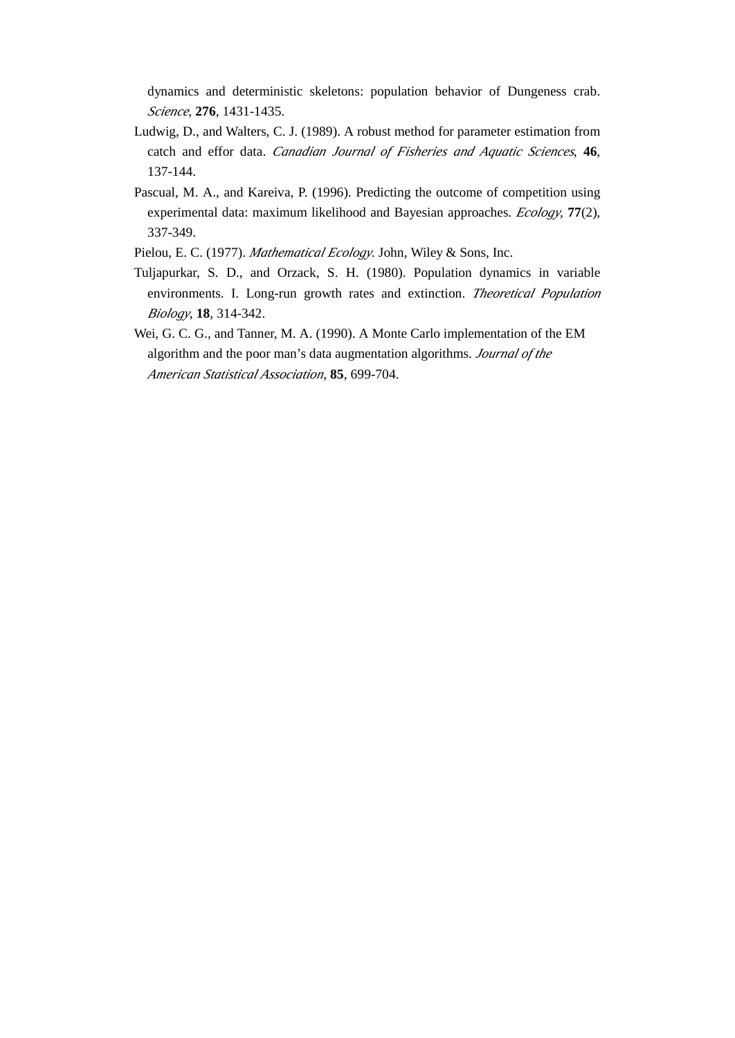dynamics and deterministic skeletons: population behavior of Dungeness crab. *Science*, **276**, 1431-1435.

Ludwig, D., and Walters, C. J. (1989). A robust method for parameter estimation from catch and effor data. *Canadian Journal of Fisheries and Aquatic Sciences*, **46**, 137-144.

Pascual, M. A., and Kareiva, P. (1996). Predicting the outcome of competition using experimental data: maximum likelihood and Bayesian approaches. *Ecology*, **77**(2), 337-349.

Pielou, E. C. (1977). *Mathematical Ecology*. John, Wiley & Sons, Inc.

Tuljapurkar, S. D., and Orzack, S. H. (1980). Population dynamics in variable environments. I. Long-run growth rates and extinction. *Theoretical Population Biology*, **18**, 314-342.

Wei, G. C. G., and Tanner, M. A. (1990). A Monte Carlo implementation of the EM algorithm and the poor man's data augmentation algorithms. *Journal of the American Statistical Association*, **85**, 699-704.